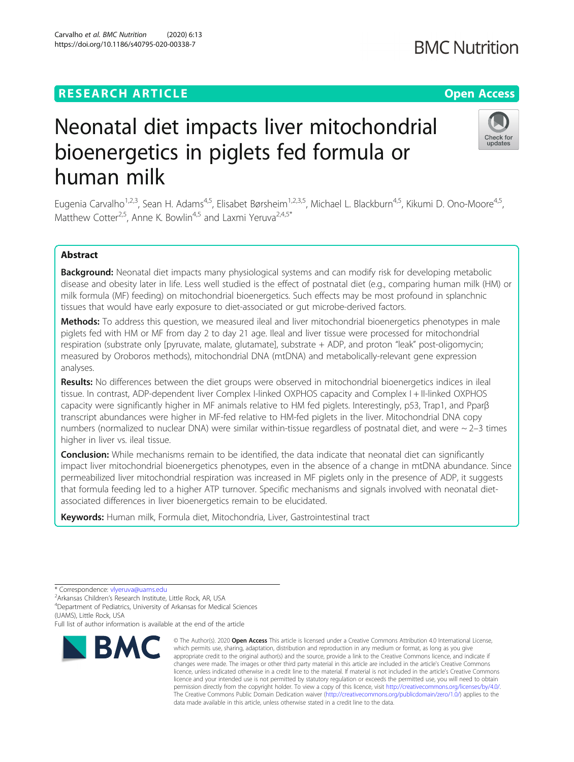RESEARCH ARTICLE

Open Access

# Neonatal diet impacts liver mitochondrial bioenergetics in piglets fed formula or human milk

Eugenia Carvalho[1,2,3], Sean H. Adams[4,5], Elisabet Børsheim[1,2,3,5], Michael L. Blackburn[4,5], Kikumi D. Ono-Moore[4,5], Matthew Cotter[2,5], Anne K. Bowlin[4,5] and Laxmi Yeruva[2,4,5*]

## Abstract

**Background:** Neonatal diet impacts many physiological systems and can modify risk for developing metabolic disease and obesity later in life. Less well studied is the effect of postnatal diet (e.g., comparing human milk (HM) or milk formula (MF) feeding) on mitochondrial bioenergetics. Such effects may be most profound in splanchnic tissues that would have early exposure to diet-associated or gut microbe-derived factors.

**Methods:** To address this question, we measured ileal and liver mitochondrial bioenergetics phenotypes in male piglets fed with HM or MF from day 2 to day 21 age. Ileal and liver tissue were processed for mitochondrial respiration (substrate only [pyruvate, malate, glutamate], substrate + ADP, and proton "leak" post-oligomycin; measured by Oroboros methods), mitochondrial DNA (mtDNA) and metabolically-relevant gene expression analyses.

**Results:** No differences between the diet groups were observed in mitochondrial bioenergetics indices in ileal tissue. In contrast, ADP-dependent liver Complex I-linked OXPHOS capacity and Complex I + II-linked OXPHOS capacity were significantly higher in MF animals relative to HM fed piglets. Interestingly, p53, Trap1, and Pparβ transcript abundances were higher in MF-fed relative to HM-fed piglets in the liver. Mitochondrial DNA copy numbers (normalized to nuclear DNA) were similar within-tissue regardless of postnatal diet, and were ~ 2–3 times higher in liver vs. ileal tissue.

**Conclusion:** While mechanisms remain to be identified, the data indicate that neonatal diet can significantly impact liver mitochondrial bioenergetics phenotypes, even in the absence of a change in mtDNA abundance. Since permeabilized liver mitochondrial respiration was increased in MF piglets only in the presence of ADP, it suggests that formula feeding led to a higher ATP turnover. Specific mechanisms and signals involved with neonatal diet-associated differences in liver bioenergetics remain to be elucidated.

**Keywords:** Human milk, Formula diet, Mitochondria, Liver, Gastrointestinal tract

\* Correspondence: vlyeruva@uams.edu
[2]Arkansas Children's Research Institute, Little Rock, AR, USA
[4]Department of Pediatrics, University of Arkansas for Medical Sciences (UAMS), Little Rock, USA
Full list of author information is available at the end of the article

© The Author(s). 2020 **Open Access** This article is licensed under a Creative Commons Attribution 4.0 International License, which permits use, sharing, adaptation, distribution and reproduction in any medium or format, as long as you give appropriate credit to the original author(s) and the source, provide a link to the Creative Commons licence, and indicate if changes were made. The images or other third party material in this article are included in the article's Creative Commons licence, unless indicated otherwise in a credit line to the material. If material is not included in the article's Creative Commons licence and your intended use is not permitted by statutory regulation or exceeds the permitted use, you will need to obtain permission directly from the copyright holder. To view a copy of this licence, visit http://creativecommons.org/licenses/by/4.0/. The Creative Commons Public Domain Dedication waiver (http://creativecommons.org/publicdomain/zero/1.0/) applies to the data made available in this article, unless otherwise stated in a credit line to the data.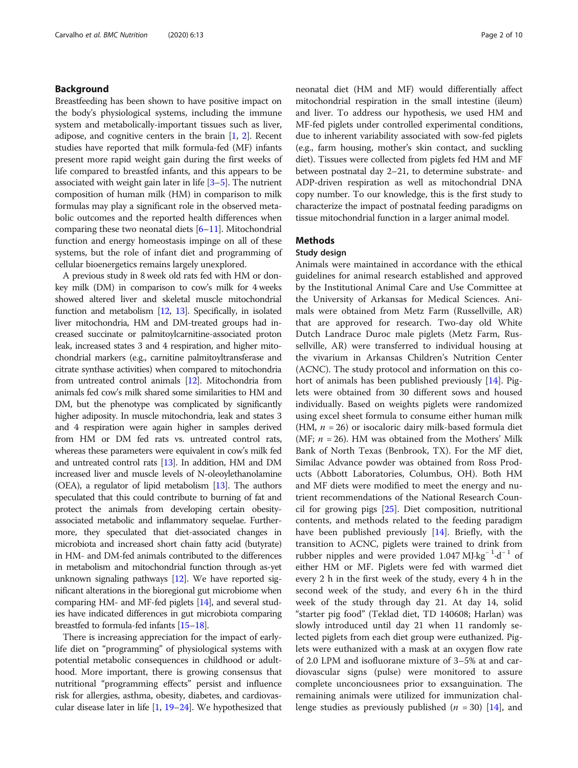## Background

Breastfeeding has been shown to have positive impact on the body's physiological systems, including the immune system and metabolically-important tissues such as liver, adipose, and cognitive centers in the brain [1, 2]. Recent studies have reported that milk formula-fed (MF) infants present more rapid weight gain during the first weeks of life compared to breastfed infants, and this appears to be associated with weight gain later in life [3–5]. The nutrient composition of human milk (HM) in comparison to milk formulas may play a significant role in the observed metabolic outcomes and the reported health differences when comparing these two neonatal diets [6–11]. Mitochondrial function and energy homeostasis impinge on all of these systems, but the role of infant diet and programming of cellular bioenergetics remains largely unexplored.

A previous study in 8 week old rats fed with HM or donkey milk (DM) in comparison to cow's milk for 4 weeks showed altered liver and skeletal muscle mitochondrial function and metabolism [12, 13]. Specifically, in isolated liver mitochondria, HM and DM-treated groups had increased succinate or palmitoylcarnitine-associated proton leak, increased states 3 and 4 respiration, and higher mitochondrial markers (e.g., carnitine palmitoyltransferase and citrate synthase activities) when compared to mitochondria from untreated control animals [12]. Mitochondria from animals fed cow's milk shared some similarities to HM and DM, but the phenotype was complicated by significantly higher adiposity. In muscle mitochondria, leak and states 3 and 4 respiration were again higher in samples derived from HM or DM fed rats vs. untreated control rats, whereas these parameters were equivalent in cow's milk fed and untreated control rats [13]. In addition, HM and DM increased liver and muscle levels of N-oleoylethanolamine (OEA), a regulator of lipid metabolism [13]. The authors speculated that this could contribute to burning of fat and protect the animals from developing certain obesity-associated metabolic and inflammatory sequelae. Furthermore, they speculated that diet-associated changes in microbiota and increased short chain fatty acid (butyrate) in HM- and DM-fed animals contributed to the differences in metabolism and mitochondrial function through as-yet unknown signaling pathways [12]. We have reported significant alterations in the bioregional gut microbiome when comparing HM- and MF-fed piglets [14], and several studies have indicated differences in gut microbiota comparing breastfed to formula-fed infants [15–18].

There is increasing appreciation for the impact of early-life diet on "programming" of physiological systems with potential metabolic consequences in childhood or adulthood. More important, there is growing consensus that nutritional "programming effects" persist and influence risk for allergies, asthma, obesity, diabetes, and cardiovascular disease later in life [1, 19–24]. We hypothesized that neonatal diet (HM and MF) would differentially affect mitochondrial respiration in the small intestine (ileum) and liver. To address our hypothesis, we used HM and MF-fed piglets under controlled experimental conditions, due to inherent variability associated with sow-fed piglets (e.g., farm housing, mother's skin contact, and suckling diet). Tissues were collected from piglets fed HM and MF between postnatal day 2–21, to determine substrate- and ADP-driven respiration as well as mitochondrial DNA copy number. To our knowledge, this is the first study to characterize the impact of postnatal feeding paradigms on tissue mitochondrial function in a larger animal model.

## Methods

### Study design

Animals were maintained in accordance with the ethical guidelines for animal research established and approved by the Institutional Animal Care and Use Committee at the University of Arkansas for Medical Sciences. Animals were obtained from Metz Farm (Russellville, AR) that are approved for research. Two-day old White Dutch Landrace Duroc male piglets (Metz Farm, Russellville, AR) were transferred to individual housing at the vivarium in Arkansas Children's Nutrition Center (ACNC). The study protocol and information on this cohort of animals has been published previously [14]. Piglets were obtained from 30 different sows and housed individually. Based on weights piglets were randomized using excel sheet formula to consume either human milk (HM, $n$ = 26) or isocaloric dairy milk-based formula diet (MF; $n$ = 26). HM was obtained from the Mothers' Milk Bank of North Texas (Benbrook, TX). For the MF diet, Similac Advance powder was obtained from Ross Products (Abbott Laboratories, Columbus, OH). Both HM and MF diets were modified to meet the energy and nutrient recommendations of the National Research Council for growing pigs [25]. Diet composition, nutritional contents, and methods related to the feeding paradigm have been published previously [14]. Briefly, with the transition to ACNC, piglets were trained to drink from rubber nipples and were provided 1.047 $MJ{\cdot}kg^{-1}{\cdot}d^{-1}$ of either HM or MF. Piglets were fed with warmed diet every 2 h in the first week of the study, every 4 h in the second week of the study, and every 6 h in the third week of the study through day 21. At day 14, solid "starter pig food" (Teklad diet, TD 140608; Harlan) was slowly introduced until day 21 when 11 randomly selected piglets from each diet group were euthanized. Piglets were euthanized with a mask at an oxygen flow rate of 2.0 LPM and isofluorane mixture of 3–5% at and cardiovascular signs (pulse) were monitored to assure complete unconciousnees prior to exsanguination. The remaining animals were utilized for immunization challenge studies as previously published ($n$ = 30) [14], and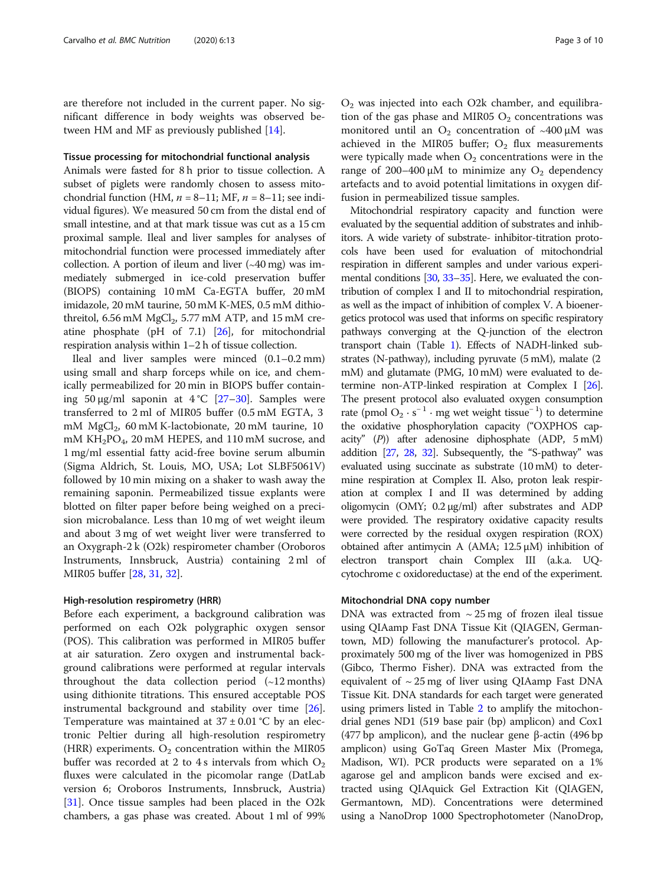are therefore not included in the current paper. No significant difference in body weights was observed between HM and MF as previously published [14].

### Tissue processing for mitochondrial functional analysis

Animals were fasted for 8 h prior to tissue collection. A subset of piglets were randomly chosen to assess mitochondrial function (HM, *n* = 8–11; MF, *n* = 8–11; see individual figures). We measured 50 cm from the distal end of small intestine, and at that mark tissue was cut as a 15 cm proximal sample. Ileal and liver samples for analyses of mitochondrial function were processed immediately after collection. A portion of ileum and liver (~40 mg) was immediately submerged in ice-cold preservation buffer (BIOPS) containing 10 mM Ca-EGTA buffer, 20 mM imidazole, 20 mM taurine, 50 mM K-MES, 0.5 mM dithiothreitol, 6.56 mM $MgCl_2$, 5.77 mM ATP, and 15 mM creatine phosphate (pH of 7.1) [26], for mitochondrial respiration analysis within 1–2 h of tissue collection.

Ileal and liver samples were minced (0.1–0.2 mm) using small and sharp forceps while on ice, and chemically permeabilized for 20 min in BIOPS buffer containing 50 μg/ml saponin at 4 °C [27–30]. Samples were transferred to 2 ml of MIR05 buffer (0.5 mM EGTA, 3 mM $MgCl_2$, 60 mM K-lactobionate, 20 mM taurine, 10 mM $KH_2PO_4$, 20 mM HEPES, and 110 mM sucrose, and 1 mg/ml essential fatty acid-free bovine serum albumin (Sigma Aldrich, St. Louis, MO, USA; Lot SLBF5061V) followed by 10 min mixing on a shaker to wash away the remaining saponin. Permeabilized tissue explants were blotted on filter paper before being weighed on a precision microbalance. Less than 10 mg of wet weight ileum and about 3 mg of wet weight liver were transferred to an Oxygraph-2 k (O2k) respirometer chamber (Oroboros Instruments, Innsbruck, Austria) containing 2 ml of MIR05 buffer [28, 31, 32].

### High-resolution respirometry (HRR)

Before each experiment, a background calibration was performed on each O2k polygraphic oxygen sensor (POS). This calibration was performed in MIR05 buffer at air saturation. Zero oxygen and instrumental background calibrations were performed at regular intervals throughout the data collection period (~12 months) using dithionite titrations. This ensured acceptable POS instrumental background and stability over time [26]. Temperature was maintained at 37 ± 0.01 °C by an electronic Peltier during all high-resolution respirometry (HRR) experiments. $O_2$ concentration within the MIR05 buffer was recorded at 2 to 4 s intervals from which $O_2$ fluxes were calculated in the picomolar range (DatLab version 6; Oroboros Instruments, Innsbruck, Austria) [31]. Once tissue samples had been placed in the O2k chambers, a gas phase was created. About 1 ml of 99% $O_2$ was injected into each O2k chamber, and equilibration of the gas phase and MIR05 $O_2$ concentrations was monitored until an $O_2$ concentration of ~400 μM was achieved in the MIR05 buffer; $O_2$ flux measurements were typically made when $O_2$ concentrations were in the range of 200–400 μM to minimize any $O_2$ dependency artefacts and to avoid potential limitations in oxygen diffusion in permeabilized tissue samples.

Mitochondrial respiratory capacity and function were evaluated by the sequential addition of substrates and inhibitors. A wide variety of substrate- inhibitor-titration protocols have been used for evaluation of mitochondrial respiration in different samples and under various experimental conditions [30, 33–35]. Here, we evaluated the contribution of complex I and II to mitochondrial respiration, as well as the impact of inhibition of complex V. A bioenergetics protocol was used that informs on specific respiratory pathways converging at the Q-junction of the electron transport chain (Table 1). Effects of NADH-linked substrates (N-pathway), including pyruvate (5 mM), malate (2 mM) and glutamate (PMG, 10 mM) were evaluated to determine non-ATP-linked respiration at Complex I [26]. The present protocol also evaluated oxygen consumption rate (pmol $O_2 \cdot s^{-1} \cdot$ mg wet weight tissue$^{-1}$) to determine the oxidative phosphorylation capacity ("OXPHOS capacity" (*P*)) after adenosine diphosphate (ADP, 5 mM) addition [27, 28, 32]. Subsequently, the "S-pathway" was evaluated using succinate as substrate (10 mM) to determine respiration at Complex II. Also, proton leak respiration at complex I and II was determined by adding oligomycin (OMY; 0.2 μg/ml) after substrates and ADP were provided. The respiratory oxidative capacity results were corrected by the residual oxygen respiration (ROX) obtained after antimycin A (AMA; 12.5 μM) inhibition of electron transport chain Complex III (a.k.a. UQ-cytochrome c oxidoreductase) at the end of the experiment.

### Mitochondrial DNA copy number

DNA was extracted from ~ 25 mg of frozen ileal tissue using QIAamp Fast DNA Tissue Kit (QIAGEN, Germantown, MD) following the manufacturer's protocol. Approximately 500 mg of the liver was homogenized in PBS (Gibco, Thermo Fisher). DNA was extracted from the equivalent of ~ 25 mg of liver using QIAamp Fast DNA Tissue Kit. DNA standards for each target were generated using primers listed in Table 2 to amplify the mitochondrial genes ND1 (519 base pair (bp) amplicon) and Cox1 (477 bp amplicon), and the nuclear gene β-actin (496 bp amplicon) using GoTaq Green Master Mix (Promega, Madison, WI). PCR products were separated on a 1% agarose gel and amplicon bands were excised and extracted using QIAquick Gel Extraction Kit (QIAGEN, Germantown, MD). Concentrations were determined using a NanoDrop 1000 Spectrophotometer (NanoDrop,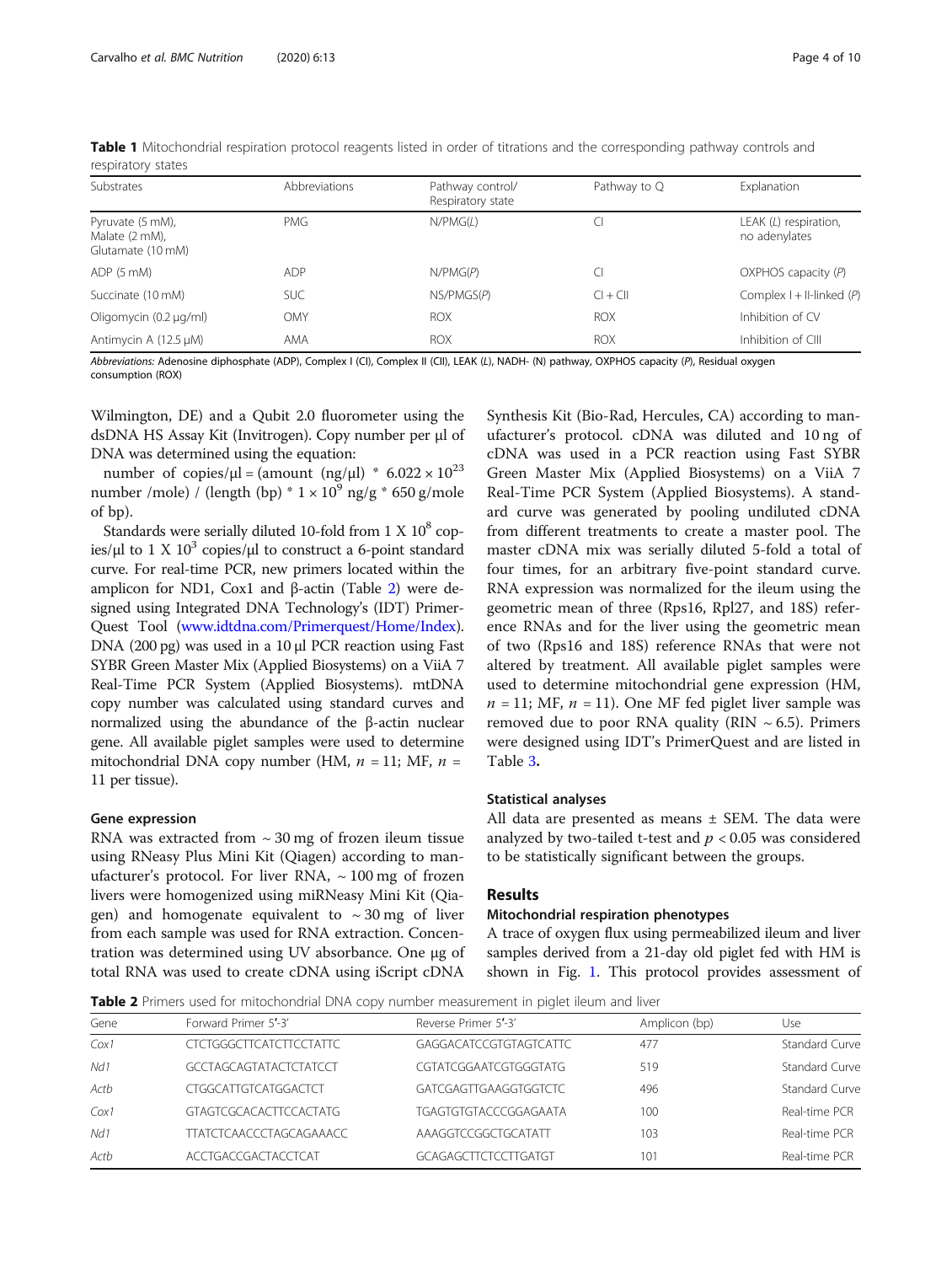**Table 1** Mitochondrial respiration protocol reagents listed in order of titrations and the corresponding pathway controls and respiratory states

| Substrates | Abbreviations | Pathway control/ Respiratory state | Pathway to Q | Explanation |
|---|---|---|---|---|
| Pyruvate (5 mM), Malate (2 mM), Glutamate (10 mM) | PMG | N/PMG(*L*) | CI | LEAK (*L*) respiration, no adenylates |
| ADP (5 mM) | ADP | N/PMG(*P*) | CI | OXPHOS capacity (*P*) |
| Succinate (10 mM) | SUC | NS/PMGS(*P*) | CI + CII | Complex I + II-linked (*P*) |
| Oligomycin (0.2 μg/ml) | OMY | ROX | ROX | Inhibition of CV |
| Antimycin A (12.5 μM) | AMA | ROX | ROX | Inhibition of CIII |

*Abbreviations:* Adenosine diphosphate (ADP), Complex I (CI), Complex II (CII), LEAK (*L*), NADH- (N) pathway, OXPHOS capacity (*P*), Residual oxygen consumption (ROX)

Wilmington, DE) and a Qubit 2.0 fluorometer using the dsDNA HS Assay Kit (Invitrogen). Copy number per μl of DNA was determined using the equation:

number of copies/μl = (amount (ng/μl) * $6.022 \times 10^{23}$ number /mole) / (length (bp) * $1 \times 10^{9}$ ng/g * 650 g/mole of bp).

Standards were serially diluted 10-fold from $1 \times 10^{8}$ copies/μl to $1 \times 10^{3}$ copies/μl to construct a 6-point standard curve. For real-time PCR, new primers located within the amplicon for ND1, Cox1 and β-actin (Table 2) were designed using Integrated DNA Technology's (IDT) PrimerQuest Tool (www.idtdna.com/Primerquest/Home/Index). DNA (200 pg) was used in a 10 μl PCR reaction using Fast SYBR Green Master Mix (Applied Biosystems) on a ViiA 7 Real-Time PCR System (Applied Biosystems). mtDNA copy number was calculated using standard curves and normalized using the abundance of the β-actin nuclear gene. All available piglet samples were used to determine mitochondrial DNA copy number (HM, $n$ = 11; MF, $n$ = 11 per tissue).

### Gene expression

RNA was extracted from ~ 30 mg of frozen ileum tissue using RNeasy Plus Mini Kit (Qiagen) according to manufacturer's protocol. For liver RNA, ~ 100 mg of frozen livers were homogenized using miRNeasy Mini Kit (Qiagen) and homogenate equivalent to ~ 30 mg of liver from each sample was used for RNA extraction. Concentration was determined using UV absorbance. One μg of total RNA was used to create cDNA using iScript cDNA Synthesis Kit (Bio-Rad, Hercules, CA) according to manufacturer's protocol. cDNA was diluted and 10 ng of cDNA was used in a PCR reaction using Fast SYBR Green Master Mix (Applied Biosystems) on a ViiA 7 Real-Time PCR System (Applied Biosystems). A standard curve was generated by pooling undiluted cDNA from different treatments to create a master pool. The master cDNA mix was serially diluted 5-fold a total of four times, for an arbitrary five-point standard curve. RNA expression was normalized for the ileum using the geometric mean of three (Rps16, Rpl27, and 18S) reference RNAs and for the liver using the geometric mean of two (Rps16 and 18S) reference RNAs that were not altered by treatment. All available piglet samples were used to determine mitochondrial gene expression (HM, $n$ = 11; MF, $n$ = 11). One MF fed piglet liver sample was removed due to poor RNA quality (RIN ~ 6.5). Primers were designed using IDT's PrimerQuest and are listed in Table 3.

### Statistical analyses

All data are presented as means ± SEM. The data were analyzed by two-tailed t-test and $p < 0.05$ was considered to be statistically significant between the groups.

## Results

### Mitochondrial respiration phenotypes

A trace of oxygen flux using permeabilized ileum and liver samples derived from a 21-day old piglet fed with HM is shown in Fig. 1. This protocol provides assessment of

**Table 2** Primers used for mitochondrial DNA copy number measurement in piglet ileum and liver

| Gene | Forward Primer 5′-3′ | Reverse Primer 5′-3′ | Amplicon (bp) | Use |
|---|---|---|---|---|
| *Cox1* | CTCTGGGCTTCATCTTCCTATTC | GAGGACATCCGTGTAGTCATTC | 477 | Standard Curve |
| *Nd1* | GCCTAGCAGTATACTCTATCCT | CGTATCGGAATCGTGGGTATG | 519 | Standard Curve |
| *Actb* | CTGGCATTGTCATGGACTCT | GATCGAGTTGAAGGTGGTCTC | 496 | Standard Curve |
| *Cox1* | GTAGTCGCACACTTCCACTATG | TGAGTGTGTACCCGGAGAATA | 100 | Real-time PCR |
| *Nd1* | TTATCTCAACCCTAGCAGAAACC | AAAGGTCCGGCTGCATATT | 103 | Real-time PCR |
| *Actb* | ACCTGACCGACTACCTCAT | GCAGAGCTTCTCCTTGATGT | 101 | Real-time PCR |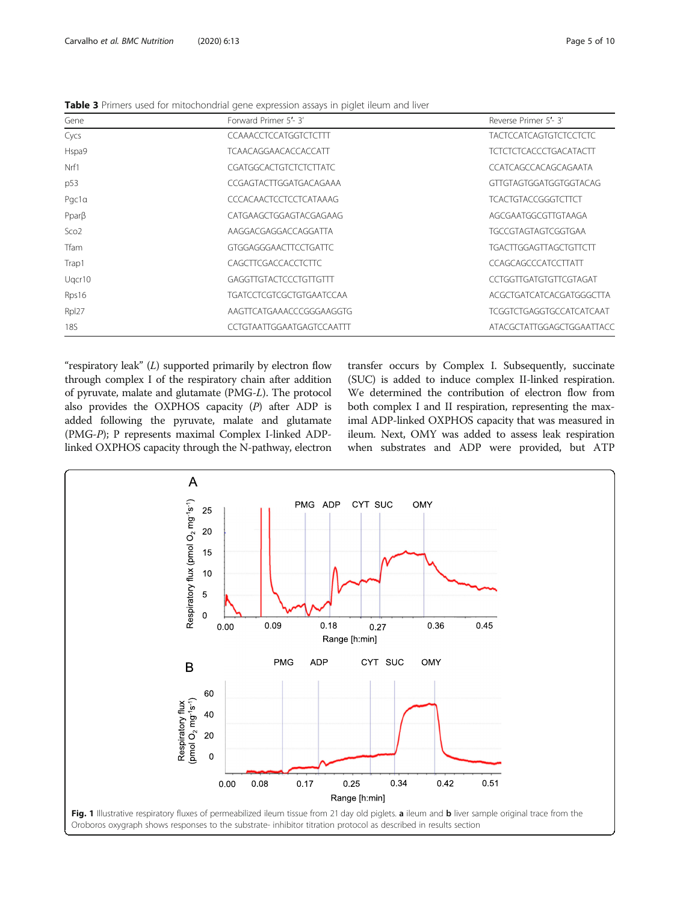**Table 3** Primers used for mitochondrial gene expression assays in piglet ileum and liver

| Gene | Forward Primer 5'- 3' | Reverse Primer 5'- 3' |
|---|---|---|
| Cycs | CCAAACCTCCATGGTCTCTT | TACTCCATCAGTGTCTCCTCTC |
| Hspa9 | TCAACAGGAACACCACCATT | TCTCTCTCACCCTGACATACTT |
| Nrf1 | CGATGGCACTGTCTCTCTTATC | CCATCAGCCACAGCAGAATA |
| p53 | CCGAGTACTTGGATGACAGAAA | GTTGTAGTGGATGGTGGTACAG |
| Pgc1α | CCCACAACTCCTCCTCATAAAG | TCACTGTACCGGGTCTTCT |
| Pparβ | CATGAAGCTGGAGTACGAGAAG | AGCGAATGGCGTTGTAAGA |
| Sco2 | AAGGACGAGGACCAGGATTA | TGCCGTAGTAGTCGGTGAA |
| Tfam | GTGGAGGGAACTTCCTGATTC | TGACTTGGAGTTAGCTGTTCTT |
| Trap1 | CAGCTTCGACCACCTCTTC | CCAGCAGCCCATCCTTATT |
| Uqcr10 | GAGGTTGTACTCCCTGTTGTTT | CCTGGTTGATGTGTTCGTAGAT |
| Rps16 | TGATCCTCGTCGCTGTGAATCCAA | ACGCTGATCATCACGATGGGCTTA |
| Rpl27 | AAGTTCATGAAACCCGGGAAGGTG | TCGGTCTGAGGTGCCATCATCAAT |
| 18S | CCTGTAATTGGAATGAGTCCAATTT | ATACGCTATTGGAGCTGGAATTACC |

"respiratory leak" (*L*) supported primarily by electron flow through complex I of the respiratory chain after addition of pyruvate, malate and glutamate (PMG-*L*). The protocol also provides the OXPHOS capacity (*P*) after ADP is added following the pyruvate, malate and glutamate (PMG-*P*); P represents maximal Complex I-linked ADP-linked OXPHOS capacity through the N-pathway, electron transfer occurs by Complex I. Subsequently, succinate (SUC) is added to induce complex II-linked respiration. We determined the contribution of electron flow from both complex I and II respiration, representing the maximal ADP-linked OXPHOS capacity that was measured in ileum. Next, OMY was added to assess leak respiration when substrates and ADP were provided, but ATP

**Fig. 1** Illustrative respiratory fluxes of permeabilized ileum tissue from 21 day old piglets. **a** ileum and **b** liver sample original trace from the Oroboros oxygraph shows responses to the substrate- inhibitor titration protocol as described in results section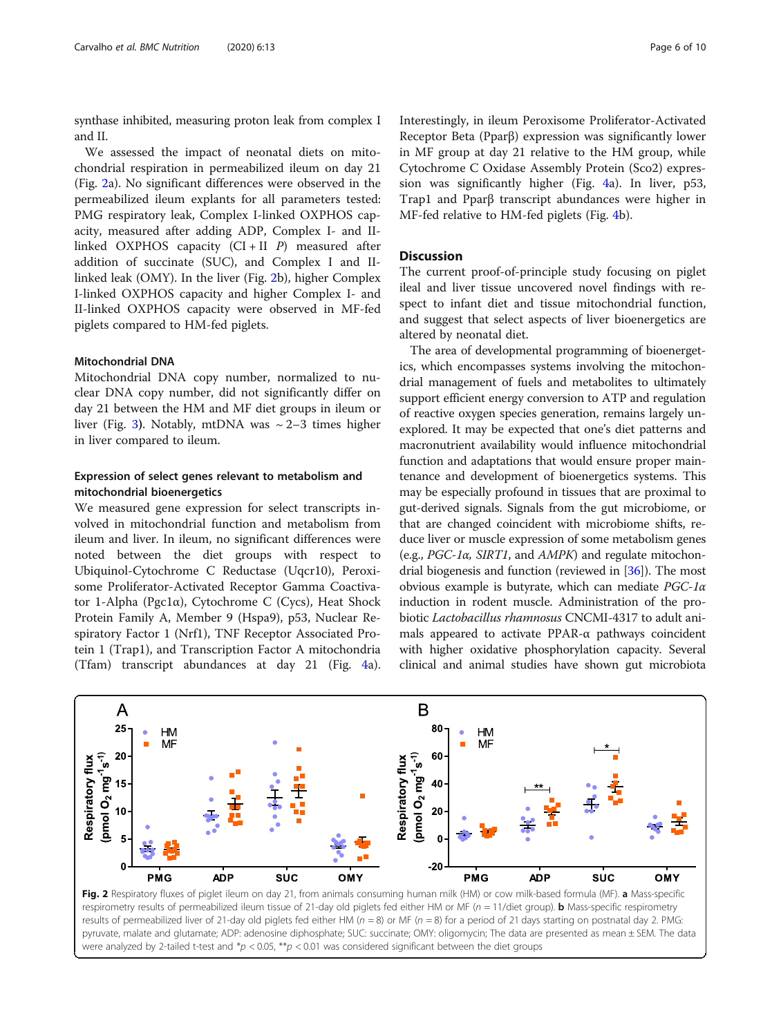synthase inhibited, measuring proton leak from complex I and II.

We assessed the impact of neonatal diets on mitochondrial respiration in permeabilized ileum on day 21 (Fig. 2a). No significant differences were observed in the permeabilized ileum explants for all parameters tested: PMG respiratory leak, Complex I-linked OXPHOS capacity, measured after adding ADP, Complex I- and II-linked OXPHOS capacity (CI + II *P*) measured after addition of succinate (SUC), and Complex I and II-linked leak (OMY). In the liver (Fig. 2b), higher Complex I-linked OXPHOS capacity and higher Complex I- and II-linked OXPHOS capacity were observed in MF-fed piglets compared to HM-fed piglets.

#### Mitochondrial DNA

Mitochondrial DNA copy number, normalized to nuclear DNA copy number, did not significantly differ on day 21 between the HM and MF diet groups in ileum or liver (Fig. 3). Notably, mtDNA was ~ 2–3 times higher in liver compared to ileum.

#### Expression of select genes relevant to metabolism and mitochondrial bioenergetics

We measured gene expression for select transcripts involved in mitochondrial function and metabolism from ileum and liver. In ileum, no significant differences were noted between the diet groups with respect to Ubiquinol-Cytochrome C Reductase (Uqcr10), Peroxisome Proliferator-Activated Receptor Gamma Coactivator 1-Alpha (Pgc1α), Cytochrome C (Cycs), Heat Shock Protein Family A, Member 9 (Hspa9), p53, Nuclear Respiratory Factor 1 (Nrf1), TNF Receptor Associated Protein 1 (Trap1), and Transcription Factor A mitochondria (Tfam) transcript abundances at day 21 (Fig. 4a). Interestingly, in ileum Peroxisome Proliferator-Activated Receptor Beta (Pparβ) expression was significantly lower in MF group at day 21 relative to the HM group, while Cytochrome C Oxidase Assembly Protein (Sco2) expression was significantly higher (Fig. 4a). In liver, p53, Trap1 and Pparβ transcript abundances were higher in MF-fed relative to HM-fed piglets (Fig. 4b).

## Discussion

The current proof-of-principle study focusing on piglet ileal and liver tissue uncovered novel findings with respect to infant diet and tissue mitochondrial function, and suggest that select aspects of liver bioenergetics are altered by neonatal diet.

The area of developmental programming of bioenergetics, which encompasses systems involving the mitochondrial management of fuels and metabolites to ultimately support efficient energy conversion to ATP and regulation of reactive oxygen species generation, remains largely unexplored. It may be expected that one's diet patterns and macronutrient availability would influence mitochondrial function and adaptations that would ensure proper maintenance and development of bioenergetics systems. This may be especially profound in tissues that are proximal to gut-derived signals. Signals from the gut microbiome, or that are changed coincident with microbiome shifts, reduce liver or muscle expression of some metabolism genes (e.g., *PGC-1α*, *SIRT1*, and *AMPK*) and regulate mitochondrial biogenesis and function (reviewed in [36]). The most obvious example is butyrate, which can mediate *PGC-1α* induction in rodent muscle. Administration of the probiotic *Lactobacillus rhamnosus* CNCMI-4317 to adult animals appeared to activate PPAR-α pathways coincident with higher oxidative phosphorylation capacity. Several clinical and animal studies have shown gut microbiota

**Fig. 2** Respiratory fluxes of piglet ileum on day 21, from animals consuming human milk (HM) or cow milk-based formula (MF). **a** Mass-specific respirometry results of permeabilized ileum tissue of 21-day old piglets fed either HM or MF (*n* = 11/diet group). **b** Mass-specific respirometry results of permeabilized liver of 21-day old piglets fed either HM (*n* = 8) or MF (*n* = 8) for a period of 21 days starting on postnatal day 2. PMG: pyruvate, malate and glutamate; ADP: adenosine diphosphate; SUC: succinate; OMY: oligomycin; The data are presented as mean ± SEM. The data were analyzed by 2-tailed t-test and \*$p < 0.05$, \*\*$p < 0.01$ was considered significant between the diet groups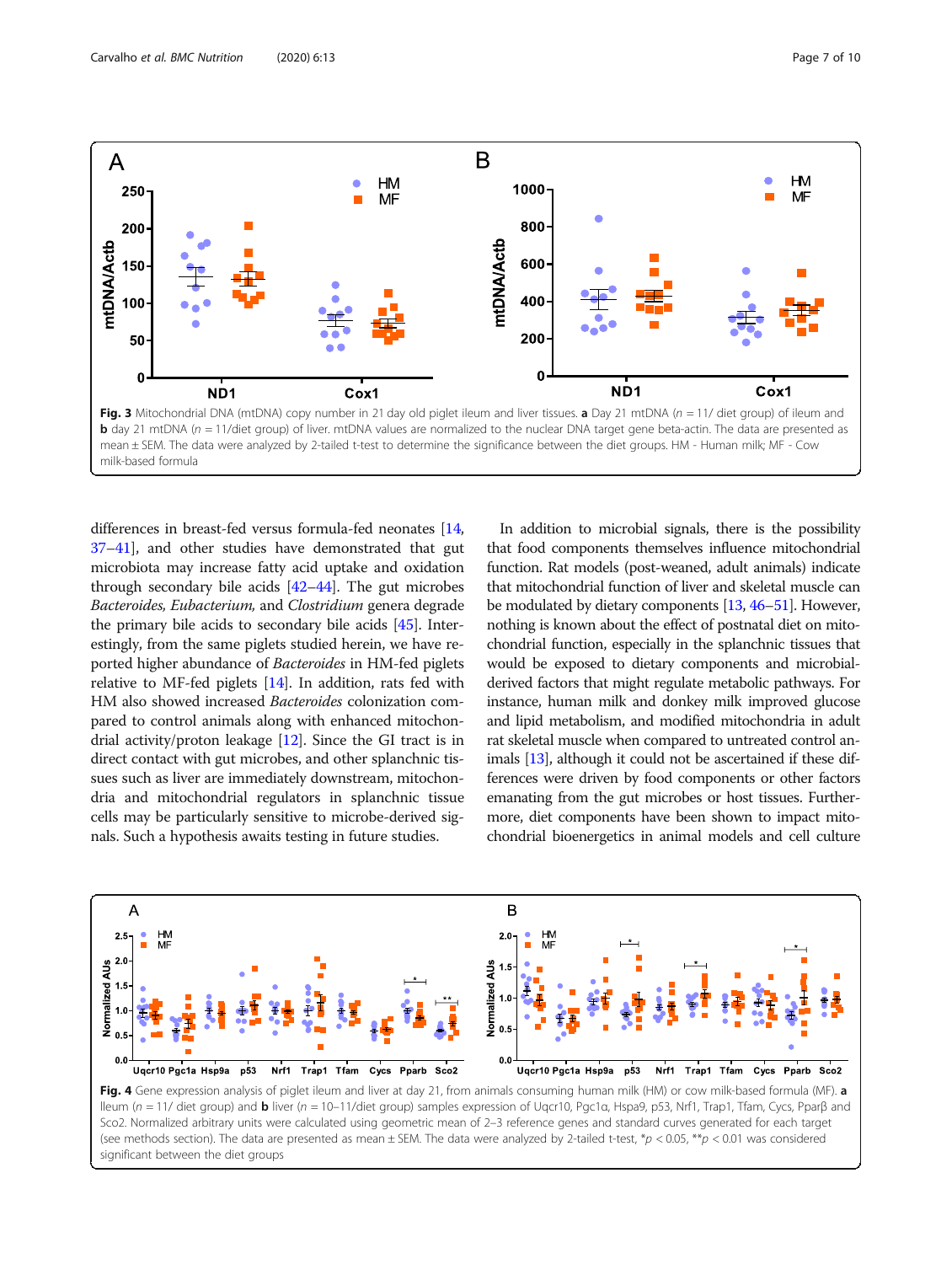Fig. 3 Mitochondrial DNA (mtDNA) copy number in 21 day old piglet ileum and liver tissues. **a** Day 21 mtDNA (*n* = 11/ diet group) of ileum and **b** day 21 mtDNA (*n* = 11/diet group) of liver. mtDNA values are normalized to the nuclear DNA target gene beta-actin. The data are presented as mean ± SEM. The data were analyzed by 2-tailed t-test to determine the significance between the diet groups. HM - Human milk; MF - Cow milk-based formula

differences in breast-fed versus formula-fed neonates [14, 37–41], and other studies have demonstrated that gut microbiota may increase fatty acid uptake and oxidation through secondary bile acids [42–44]. The gut microbes *Bacteroides, Eubacterium,* and *Clostridium* genera degrade the primary bile acids to secondary bile acids [45]. Interestingly, from the same piglets studied herein, we have reported higher abundance of *Bacteroides* in HM-fed piglets relative to MF-fed piglets [14]. In addition, rats fed with HM also showed increased *Bacteroides* colonization compared to control animals along with enhanced mitochondrial activity/proton leakage [12]. Since the GI tract is in direct contact with gut microbes, and other splanchnic tissues such as liver are immediately downstream, mitochondria and mitochondrial regulators in splanchnic tissue cells may be particularly sensitive to microbe-derived signals. Such a hypothesis awaits testing in future studies.

In addition to microbial signals, there is the possibility that food components themselves influence mitochondrial function. Rat models (post-weaned, adult animals) indicate that mitochondrial function of liver and skeletal muscle can be modulated by dietary components [13, 46–51]. However, nothing is known about the effect of postnatal diet on mitochondrial function, especially in the splanchnic tissues that would be exposed to dietary components and microbial-derived factors that might regulate metabolic pathways. For instance, human milk and donkey milk improved glucose and lipid metabolism, and modified mitochondria in adult rat skeletal muscle when compared to untreated control animals [13], although it could not be ascertained if these differences were driven by food components or other factors emanating from the gut microbes or host tissues. Furthermore, diet components have been shown to impact mitochondrial bioenergetics in animal models and cell culture

Fig. 4 Gene expression analysis of piglet ileum and liver at day 21, from animals consuming human milk (HM) or cow milk-based formula (MF). **a** Ileum (*n* = 11/ diet group) and **b** liver (*n* = 10–11/diet group) samples expression of Uqcr10, Pgc1α, Hspa9, p53, Nrf1, Trap1, Tfam, Cycs, Pparβ and Sco2. Normalized arbitrary units were calculated using geometric mean of 2–3 reference genes and standard curves generated for each target (see methods section). The data are presented as mean ± SEM. The data were analyzed by 2-tailed t-test, \**p* < 0.05, \*\**p* < 0.01 was considered significant between the diet groups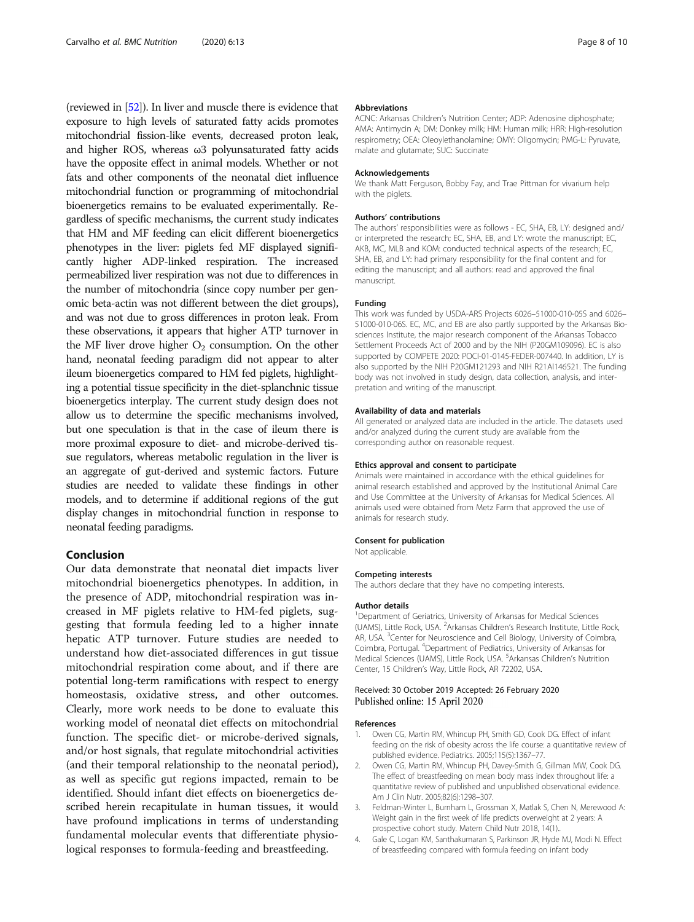(reviewed in [52]). In liver and muscle there is evidence that exposure to high levels of saturated fatty acids promotes mitochondrial fission-like events, decreased proton leak, and higher ROS, whereas ω3 polyunsaturated fatty acids have the opposite effect in animal models. Whether or not fats and other components of the neonatal diet influence mitochondrial function or programming of mitochondrial bioenergetics remains to be evaluated experimentally. Regardless of specific mechanisms, the current study indicates that HM and MF feeding can elicit different bioenergetics phenotypes in the liver: piglets fed MF displayed significantly higher ADP-linked respiration. The increased permeabilized liver respiration was not due to differences in the number of mitochondria (since copy number per genomic beta-actin was not different between the diet groups), and was not due to gross differences in proton leak. From these observations, it appears that higher ATP turnover in the MF liver drove higher $O_2$ consumption. On the other hand, neonatal feeding paradigm did not appear to alter ileum bioenergetics compared to HM fed piglets, highlighting a potential tissue specificity in the diet-splanchnic tissue bioenergetics interplay. The current study design does not allow us to determine the specific mechanisms involved, but one speculation is that in the case of ileum there is more proximal exposure to diet- and microbe-derived tissue regulators, whereas metabolic regulation in the liver is an aggregate of gut-derived and systemic factors. Future studies are needed to validate these findings in other models, and to determine if additional regions of the gut display changes in mitochondrial function in response to neonatal feeding paradigms.

## Conclusion

Our data demonstrate that neonatal diet impacts liver mitochondrial bioenergetics phenotypes. In addition, in the presence of ADP, mitochondrial respiration was increased in MF piglets relative to HM-fed piglets, suggesting that formula feeding led to a higher innate hepatic ATP turnover. Future studies are needed to understand how diet-associated differences in gut tissue mitochondrial respiration come about, and if there are potential long-term ramifications with respect to energy homeostasis, oxidative stress, and other outcomes. Clearly, more work needs to be done to evaluate this working model of neonatal diet effects on mitochondrial function. The specific diet- or microbe-derived signals, and/or host signals, that regulate mitochondrial activities (and their temporal relationship to the neonatal period), as well as specific gut regions impacted, remain to be identified. Should infant diet effects on bioenergetics described herein recapitulate in human tissues, it would have profound implications in terms of understanding fundamental molecular events that differentiate physiological responses to formula-feeding and breastfeeding.

#### Abbreviations

ACNC: Arkansas Children's Nutrition Center; ADP: Adenosine diphosphate; AMA: Antimycin A; DM: Donkey milk; HM: Human milk; HRR: High-resolution respirometry; OEA: Oleoylethanolamine; OMY: Oligomycin; PMG-L: Pyruvate, malate and glutamate; SUC: Succinate

#### Acknowledgements

We thank Matt Ferguson, Bobby Fay, and Trae Pittman for vivarium help with the piglets.

#### Authors' contributions

The authors' responsibilities were as follows - EC, SHA, EB, LY: designed and/or interpreted the research; EC, SHA, EB, and LY: wrote the manuscript; EC, AKB, MC, MLB and KOM: conducted technical aspects of the research; EC, SHA, EB, and LY: had primary responsibility for the final content and for editing the manuscript; and all authors: read and approved the final manuscript.

#### Funding

This work was funded by USDA-ARS Projects 6026–51000-010-05S and 6026–51000-010-06S. EC, MC, and EB are also partly supported by the Arkansas Biosciences Institute, the major research component of the Arkansas Tobacco Settlement Proceeds Act of 2000 and by the NIH (P20GM109096). EC is also supported by COMPETE 2020: POCI-01-0145-FEDER-007440. In addition, LY is also supported by the NIH P20GM121293 and NIH R21AI146521. The funding body was not involved in study design, data collection, analysis, and interpretation and writing of the manuscript.

#### Availability of data and materials

All generated or analyzed data are included in the article. The datasets used and/or analyzed during the current study are available from the corresponding author on reasonable request.

#### Ethics approval and consent to participate

Animals were maintained in accordance with the ethical guidelines for animal research established and approved by the Institutional Animal Care and Use Committee at the University of Arkansas for Medical Sciences. All animals used were obtained from Metz Farm that approved the use of animals for research study.

#### Consent for publication

Not applicable.

#### Competing interests

The authors declare that they have no competing interests.

#### Author details

[1]Department of Geriatrics, University of Arkansas for Medical Sciences (UAMS), Little Rock, USA. [2]Arkansas Children's Research Institute, Little Rock, AR, USA. [3]Center for Neuroscience and Cell Biology, University of Coimbra, Coimbra, Portugal. [4]Department of Pediatrics, University of Arkansas for Medical Sciences (UAMS), Little Rock, USA. [5]Arkansas Children's Nutrition Center, 15 Children's Way, Little Rock, AR 72202, USA.

Received: 30 October 2019 Accepted: 26 February 2020
Published online: 15 April 2020

#### References

1. Owen CG, Martin RM, Whincup PH, Smith GD, Cook DG. Effect of infant feeding on the risk of obesity across the life course: a quantitative review of published evidence. Pediatrics. 2005;115(5):1367–77.
2. Owen CG, Martin RM, Whincup PH, Davey-Smith G, Gillman MW, Cook DG. The effect of breastfeeding on mean body mass index throughout life: a quantitative review of published and unpublished observational evidence. Am J Clin Nutr. 2005;82(6):1298–307.
3. Feldman-Winter L, Burnham L, Grossman X, Matlak S, Chen N, Merewood A: Weight gain in the first week of life predicts overweight at 2 years: A prospective cohort study. Matern Child Nutr 2018, 14(1)..
4. Gale C, Logan KM, Santhakumaran S, Parkinson JR, Hyde MJ, Modi N. Effect of breastfeeding compared with formula feeding on infant body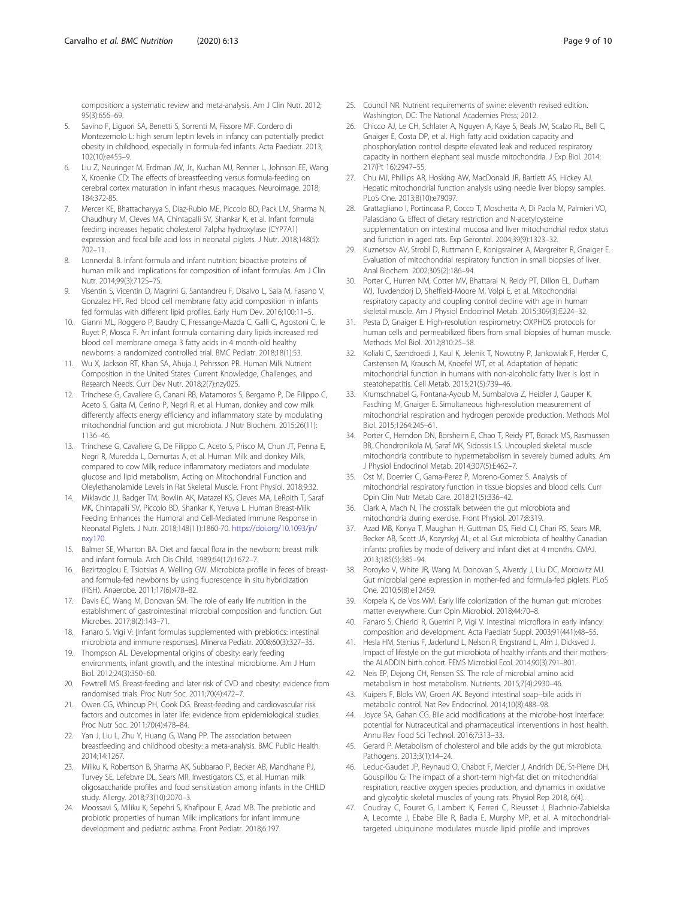composition: a systematic review and meta-analysis. Am J Clin Nutr. 2012; 95(3):656–69.

5. Savino F, Liguori SA, Benetti S, Sorrenti M, Fissore MF. Cordero di Montezemolo L: high serum leptin levels in infancy can potentially predict obesity in childhood, especially in formula-fed infants. Acta Paediatr. 2013; 102(10):e455–9.
6. Liu Z, Neuringer M, Erdman JW, Jr., Kuchan MJ, Renner L, Johnson EE, Wang X, Kroenke CD: The effects of breastfeeding versus formula-feeding on cerebral cortex maturation in infant rhesus macaques. Neuroimage. 2018; 184:372-85.
7. Mercer KE, Bhattacharyya S, Diaz-Rubio ME, Piccolo BD, Pack LM, Sharma N, Chaudhury M, Cleves MA, Chintapalli SV, Shankar K, et al. Infant formula feeding increases hepatic cholesterol 7alpha hydroxylase (CYP7A1) expression and fecal bile acid loss in neonatal piglets. J Nutr. 2018;148(5): 702–11.
8. Lonnerdal B. Infant formula and infant nutrition: bioactive proteins of human milk and implications for composition of infant formulas. Am J Clin Nutr. 2014;99(3):712S–7S.
9. Visentin S, Vicentin D, Magrini G, Santandreu F, Disalvo L, Sala M, Fasano V, Gonzalez HF. Red blood cell membrane fatty acid composition in infants fed formulas with different lipid profiles. Early Hum Dev. 2016;100:11–5.
10. Gianni ML, Roggero P, Baudry C, Fressange-Mazda C, Galli C, Agostoni C, le Ruyet P, Mosca F. An infant formula containing dairy lipids increased red blood cell membrane omega 3 fatty acids in 4 month-old healthy newborns: a randomized controlled trial. BMC Pediatr. 2018;18(1):53.
11. Wu X, Jackson RT, Khan SA, Ahuja J, Pehrsson PR. Human Milk Nutrient Composition in the United States: Current Knowledge, Challenges, and Research Needs. Curr Dev Nutr. 2018;2(7):nzy025.
12. Trinchese G, Cavaliere G, Canani RB, Matamoros S, Bergamo P, De Filippo C, Aceto S, Gaita M, Cerino P, Negri R, et al. Human, donkey and cow milk differently affects energy efficiency and inflammatory state by modulating mitochondrial function and gut microbiota. J Nutr Biochem. 2015;26(11): 1136–46.
13. Trinchese G, Cavaliere G, De Filippo C, Aceto S, Prisco M, Chun JT, Penna E, Negri R, Muredda L, Demurtas A, et al. Human Milk and donkey Milk, compared to cow Milk, reduce inflammatory mediators and modulate glucose and lipid metabolism, Acting on Mitochondrial Function and Oleylethanolamide Levels in Rat Skeletal Muscle. Front Physiol. 2018;9:32.
14. Miklavcic JJ, Badger TM, Bowlin AK, Matazel KS, Cleves MA, LeRoith T, Saraf MK, Chintapalli SV, Piccolo BD, Shankar K, Yeruva L. Human Breast-Milk Feeding Enhances the Humoral and Cell-Mediated Immune Response in Neonatal Piglets. J Nutr. 2018;148(11):1860-70. https://doi.org/10.1093/jn/nxy170.
15. Balmer SE, Wharton BA. Diet and faecal flora in the newborn: breast milk and infant formula. Arch Dis Child. 1989;64(12):1672–7.
16. Bezirtzoglou E, Tsiotsias A, Welling GW. Microbiota profile in feces of breast- and formula-fed newborns by using fluorescence in situ hybridization (FISH). Anaerobe. 2011;17(6):478–82.
17. Davis EC, Wang M, Donovan SM. The role of early life nutrition in the establishment of gastrointestinal microbial composition and function. Gut Microbes. 2017;8(2):143–71.
18. Fanaro S. Vigi V: [infant formulas supplemented with prebiotics: intestinal microbiota and immune responses]. Minerva Pediatr. 2008;60(3):327–35.
19. Thompson AL. Developmental origins of obesity: early feeding environments, infant growth, and the intestinal microbiome. Am J Hum Biol. 2012;24(3):350–60.
20. Fewtrell MS. Breast-feeding and later risk of CVD and obesity: evidence from randomised trials. Proc Nutr Soc. 2011;70(4):472–7.
21. Owen CG, Whincup PH, Cook DG. Breast-feeding and cardiovascular risk factors and outcomes in later life: evidence from epidemiological studies. Proc Nutr Soc. 2011;70(4):478–84.
22. Yan J, Liu L, Zhu Y, Huang G, Wang PP. The association between breastfeeding and childhood obesity: a meta-analysis. BMC Public Health. 2014;14:1267.
23. Miliku K, Robertson B, Sharma AK, Subbarao P, Becker AB, Mandhane PJ, Turvey SE, Lefebvre DL, Sears MR, Investigators CS, et al. Human milk oligosaccharide profiles and food sensitization among infants in the CHILD study. Allergy. 2018;73(10):2070–3.
24. Moossavi S, Miliku K, Sepehri S, Khafipour E, Azad MB. The prebiotic and probiotic properties of human Milk: implications for infant immune development and pediatric asthma. Front Pediatr. 2018;6:197.
25. Council NR. Nutrient requirements of swine: eleventh revised edition. Washington, DC: The National Academies Press; 2012.
26. Chicco AJ, Le CH, Schlater A, Nguyen A, Kaye S, Beals JW, Scalzo RL, Bell C, Gnaiger E, Costa DP, et al. High fatty acid oxidation capacity and phosphorylation control despite elevated leak and reduced respiratory capacity in northern elephant seal muscle mitochondria. J Exp Biol. 2014; 217(Pt 16):2947–55.
27. Chu MJ, Phillips AR, Hosking AW, MacDonald JR, Bartlett AS, Hickey AJ. Hepatic mitochondrial function analysis using needle liver biopsy samples. PLoS One. 2013;8(10):e79097.
28. Grattagliano I, Portincasa P, Cocco T, Moschetta A, Di Paola M, Palmieri VO, Palasciano G. Effect of dietary restriction and N-acetylcysteine supplementation on intestinal mucosa and liver mitochondrial redox status and function in aged rats. Exp Gerontol. 2004;39(9):1323–32.
29. Kuznetsov AV, Strobl D, Ruttmann E, Konigsrainer A, Margreiter R, Gnaiger E. Evaluation of mitochondrial respiratory function in small biopsies of liver. Anal Biochem. 2002;305(2):186–94.
30. Porter C, Hurren NM, Cotter MV, Bhattarai N, Reidy PT, Dillon EL, Durham WJ, Tuvdendorj D, Sheffield-Moore M, Volpi E, et al. Mitochondrial respiratory capacity and coupling control decline with age in human skeletal muscle. Am J Physiol Endocrinol Metab. 2015;309(3):E224–32.
31. Pesta D, Gnaiger E. High-resolution respirometry: OXPHOS protocols for human cells and permeabilized fibers from small biopsies of human muscle. Methods Mol Biol. 2012;810:25–58.
32. Koliaki C, Szendroedi J, Kaul K, Jelenik T, Nowotny P, Jankowiak F, Herder C, Carstensen M, Krausch M, Knoefel WT, et al. Adaptation of hepatic mitochondrial function in humans with non-alcoholic fatty liver is lost in steatohepatitis. Cell Metab. 2015;21(5):739–46.
33. Krumschnabel G, Fontana-Ayoub M, Sumbalova Z, Heidler J, Gauper K, Fasching M, Gnaiger E. Simultaneous high-resolution measurement of mitochondrial respiration and hydrogen peroxide production. Methods Mol Biol. 2015;1264:245–61.
34. Porter C, Herndon DN, Borsheim E, Chao T, Reidy PT, Borack MS, Rasmussen BB, Chondronikola M, Saraf MK, Sidossis LS. Uncoupled skeletal muscle mitochondria contribute to hypermetabolism in severely burned adults. Am J Physiol Endocrinol Metab. 2014;307(5):E462–7.
35. Ost M, Doerrier C, Gama-Perez P, Moreno-Gomez S. Analysis of mitochondrial respiratory function in tissue biopsies and blood cells. Curr Opin Clin Nutr Metab Care. 2018;21(5):336–42.
36. Clark A, Mach N. The crosstalk between the gut microbiota and mitochondria during exercise. Front Physiol. 2017;8:319.
37. Azad MB, Konya T, Maughan H, Guttman DS, Field CJ, Chari RS, Sears MR, Becker AB, Scott JA, Kozyrskyj AL, et al. Gut microbiota of healthy Canadian infants: profiles by mode of delivery and infant diet at 4 months. CMAJ. 2013;185(5):385–94.
38. Poroyko V, White JR, Wang M, Donovan S, Alverdy J, Liu DC, Morowitz MJ. Gut microbial gene expression in mother-fed and formula-fed piglets. PLoS One. 2010;5(8):e12459.
39. Korpela K, de Vos WM. Early life colonization of the human gut: microbes matter everywhere. Curr Opin Microbiol. 2018;44:70–8.
40. Fanaro S, Chierici R, Guerrini P, Vigi V. Intestinal microflora in early infancy: composition and development. Acta Paediatr Suppl. 2003;91(441):48–55.
41. Hesla HM, Stenius F, Jaderlund L, Nelson R, Engstrand L, Alm J, Dicksved J. Impact of lifestyle on the gut microbiota of healthy infants and their mothers-the ALADDIN birth cohort. FEMS Microbiol Ecol. 2014;90(3):791–801.
42. Neis EP, Dejong CH, Rensen SS. The role of microbial amino acid metabolism in host metabolism. Nutrients. 2015;7(4):2930–46.
43. Kuipers F, Bloks VW, Groen AK. Beyond intestinal soap--bile acids in metabolic control. Nat Rev Endocrinol. 2014;10(8):488–98.
44. Joyce SA, Gahan CG. Bile acid modifications at the microbe-host Interface: potential for Nutraceutical and pharmaceutical interventions in host health. Annu Rev Food Sci Technol. 2016;7:313–33.
45. Gerard P. Metabolism of cholesterol and bile acids by the gut microbiota. Pathogens. 2013;3(1):14–24.
46. Leduc-Gaudet JP, Reynaud O, Chabot F, Mercier J, Andrich DE, St-Pierre DH, Gouspillou G: The impact of a short-term high-fat diet on mitochondrial respiration, reactive oxygen species production, and dynamics in oxidative and glycolytic skeletal muscles of young rats. Physiol Rep 2018, 6(4)..
47. Coudray C, Fouret G, Lambert K, Ferreri C, Rieusset J, Blachnio-Zabielska A, Lecomte J, Ebabe Elle R, Badia E, Murphy MP, et al. A mitochondrial-targeted ubiquinone modulates muscle lipid profile and improves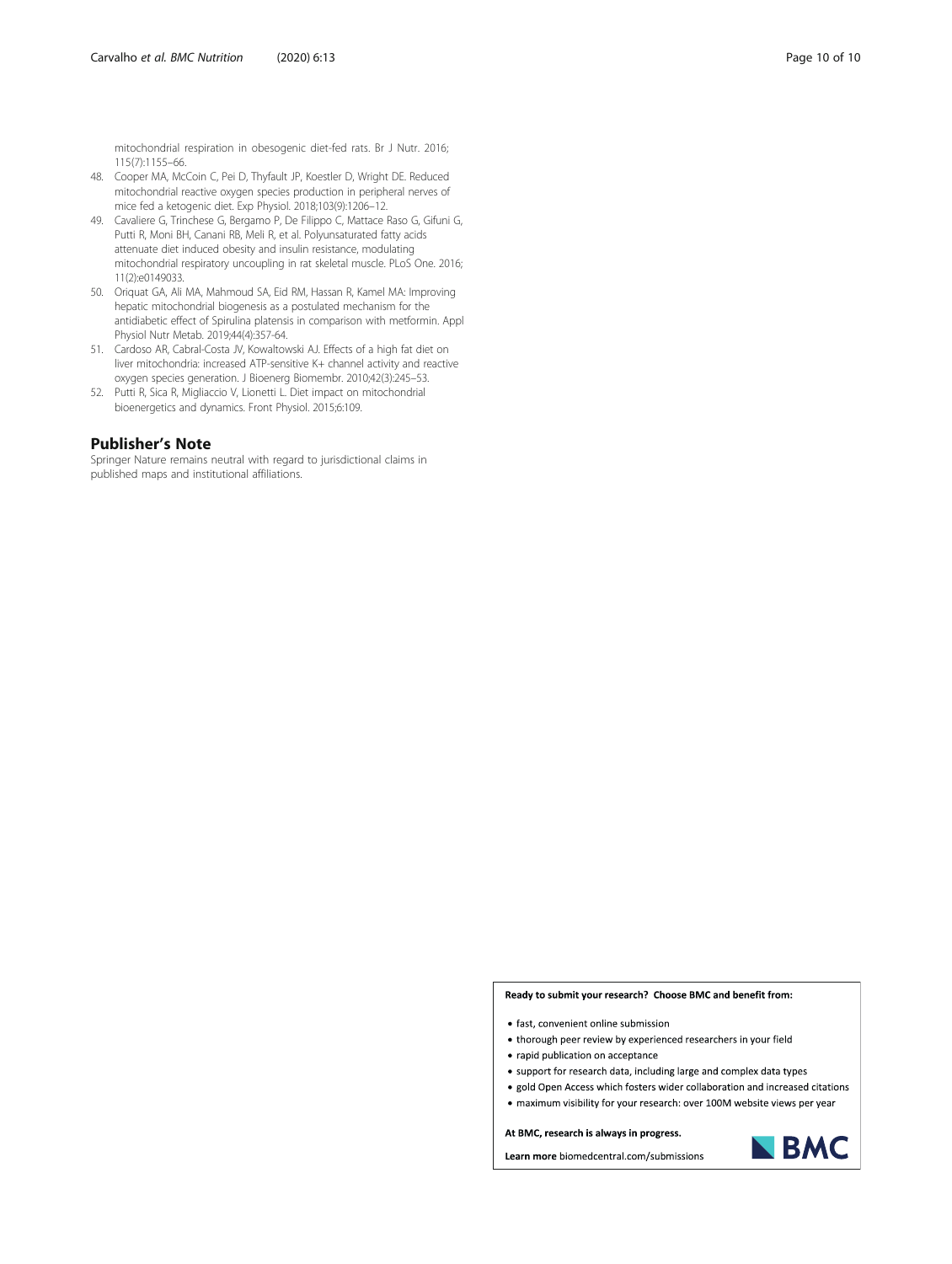mitochondrial respiration in obesogenic diet-fed rats. Br J Nutr. 2016; 115(7):1155–66.

48. Cooper MA, McCoin C, Pei D, Thyfault JP, Koestler D, Wright DE. Reduced mitochondrial reactive oxygen species production in peripheral nerves of mice fed a ketogenic diet. Exp Physiol. 2018;103(9):1206–12.
49. Cavaliere G, Trinchese G, Bergamo P, De Filippo C, Mattace Raso G, Gifuni G, Putti R, Moni BH, Canani RB, Meli R, et al. Polyunsaturated fatty acids attenuate diet induced obesity and insulin resistance, modulating mitochondrial respiratory uncoupling in rat skeletal muscle. PLoS One. 2016; 11(2):e0149033.
50. Oriquat GA, Ali MA, Mahmoud SA, Eid RM, Hassan R, Kamel MA: Improving hepatic mitochondrial biogenesis as a postulated mechanism for the antidiabetic effect of Spirulina platensis in comparison with metformin. Appl Physiol Nutr Metab. 2019;44(4):357-64.
51. Cardoso AR, Cabral-Costa JV, Kowaltowski AJ. Effects of a high fat diet on liver mitochondria: increased ATP-sensitive K+ channel activity and reactive oxygen species generation. J Bioenerg Biomembr. 2010;42(3):245–53.
52. Putti R, Sica R, Migliaccio V, Lionetti L. Diet impact on mitochondrial bioenergetics and dynamics. Front Physiol. 2015;6:109.

## Publisher's Note

Springer Nature remains neutral with regard to jurisdictional claims in published maps and institutional affiliations.

**Ready to submit your research? Choose BMC and benefit from:**

- fast, convenient online submission
- thorough peer review by experienced researchers in your field
- rapid publication on acceptance
- support for research data, including large and complex data types
- gold Open Access which fosters wider collaboration and increased citations
- maximum visibility for your research: over 100M website views per year

**At BMC, research is always in progress.**

**Learn more** biomedcentral.com/submissions

BMC